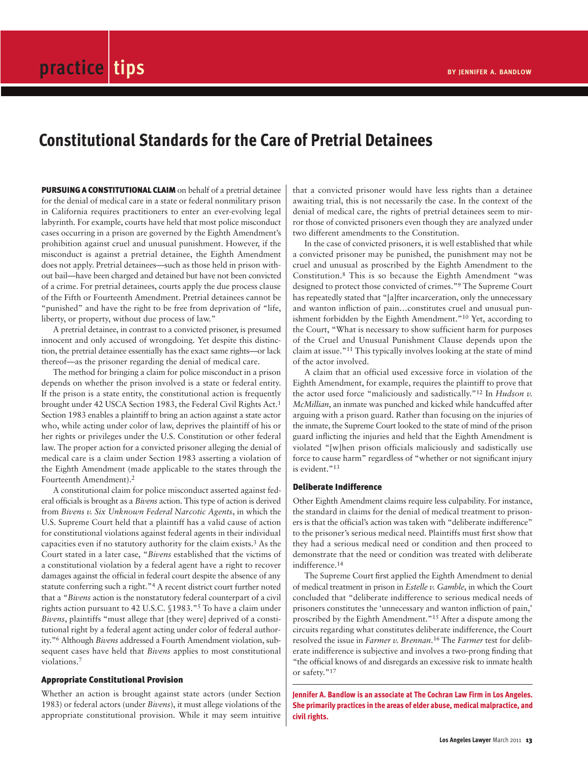practice tips

BY JENNIFER A. BANDLOW

# Constitutional Standards for the Care of Pretrial Detainees

**PURSUING A CONSTITUTIONAL CLAIM** on behalf of a pretrial detainee for the denial of medical care in a state or federal nonmilitary prison in California requires practitioners to enter an ever-evolving legal labyrinth. For example, courts have held that most police misconduct cases occurring in a prison are governed by the Eighth Amendment's prohibition against cruel and unusual punishment. However, if the misconduct is against a pretrial detainee, the Eighth Amendment does not apply. Pretrial detainees—such as those held in prison without bail—have been charged and detained but have not been convicted of a crime. For pretrial detainees, courts apply the due process clause of the Fifth or Fourteenth Amendment. Pretrial detainees cannot be "punished" and have the right to be free from deprivation of "life, liberty, or property, without due process of law."

A pretrial detainee, in contrast to a convicted prisoner, is presumed innocent and only accused of wrongdoing. Yet despite this distinction, the pretrial detainee essentially has the exact same rights—or lack thereof—as the prisoner regarding the denial of medical care.

The method for bringing a claim for police misconduct in a prison depends on whether the prison involved is a state or federal entity. If the prison is a state entity, the constitutional action is frequently brought under 42 USCA Section 1983, the Federal Civil Rights Act.[1] Section 1983 enables a plaintiff to bring an action against a state actor who, while acting under color of law, deprives the plaintiff of his or her rights or privileges under the U.S. Constitution or other federal law. The proper action for a convicted prisoner alleging the denial of medical care is a claim under Section 1983 asserting a violation of the Eighth Amendment (made applicable to the states through the Fourteenth Amendment).[2]

A constitutional claim for police misconduct asserted against federal officials is brought as a *Bivens* action. This type of action is derived from *Bivens v. Six Unknown Federal Narcotic Agents*, in which the U.S. Supreme Court held that a plaintiff has a valid cause of action for constitutional violations against federal agents in their individual capacities even if no statutory authority for the claim exists.[3] As the Court stated in a later case, "*Bivens* established that the victims of a constitutional violation by a federal agent have a right to recover damages against the official in federal court despite the absence of any statute conferring such a right."[4] A recent district court further noted that a "*Bivens* action is the nonstatutory federal counterpart of a civil rights action pursuant to 42 U.S.C. §1983."[5] To have a claim under *Bivens*, plaintiffs "must allege that [they were] deprived of a constitutional right by a federal agent acting under color of federal authority."[6] Although *Bivens* addressed a Fourth Amendment violation, subsequent cases have held that *Bivens* applies to most constitutional violations.[7]

### Appropriate Constitutional Provision

Whether an action is brought against state actors (under Section 1983) or federal actors (under *Bivens*), it must allege violations of the appropriate constitutional provision. While it may seem intuitive that a convicted prisoner would have less rights than a detainee awaiting trial, this is not necessarily the case. In the context of the denial of medical care, the rights of pretrial detainees seem to mirror those of convicted prisoners even though they are analyzed under two different amendments to the Constitution.

In the case of convicted prisoners, it is well established that while a convicted prisoner may be punished, the punishment may not be cruel and unusual as proscribed by the Eighth Amendment to the Constitution.[8] This is so because the Eighth Amendment "was designed to protect those convicted of crimes."[9] The Supreme Court has repeatedly stated that "[a]fter incarceration, only the unnecessary and wanton infliction of pain…constitutes cruel and unusual punishment forbidden by the Eighth Amendment."[10] Yet, according to the Court, "What is necessary to show sufficient harm for purposes of the Cruel and Unusual Punishment Clause depends upon the claim at issue."[11] This typically involves looking at the state of mind of the actor involved.

A claim that an official used excessive force in violation of the Eighth Amendment, for example, requires the plaintiff to prove that the actor used force "maliciously and sadistically."[12] In *Hudson v. McMillian*, an inmate was punched and kicked while handcuffed after arguing with a prison guard. Rather than focusing on the injuries of the inmate, the Supreme Court looked to the state of mind of the prison guard inflicting the injuries and held that the Eighth Amendment is violated "[w]hen prison officials maliciously and sadistically use force to cause harm" regardless of "whether or not significant injury is evident."[13]

### Deliberate Indifference

Other Eighth Amendment claims require less culpability. For instance, the standard in claims for the denial of medical treatment to prisoners is that the official's action was taken with "deliberate indifference" to the prisoner's serious medical need. Plaintiffs must first show that they had a serious medical need or condition and then proceed to demonstrate that the need or condition was treated with deliberate indifference.[14]

The Supreme Court first applied the Eighth Amendment to denial of medical treatment in prison in *Estelle v. Gamble*, in which the Court concluded that "deliberate indifference to serious medical needs of prisoners constitutes the 'unnecessary and wanton infliction of pain,' proscribed by the Eighth Amendment."[15] After a dispute among the circuits regarding what constitutes deliberate indifference, the Court resolved the issue in *Farmer v. Brennan*.[16] The *Farmer* test for deliberate indifference is subjective and involves a two-prong finding that "the official knows of and disregards an excessive risk to inmate health or safety."[17]

**Jennifer A. Bandlow is an associate at The Cochran Law Firm in Los Angeles. She primarily practices in the areas of elder abuse, medical malpractice, and civil rights.**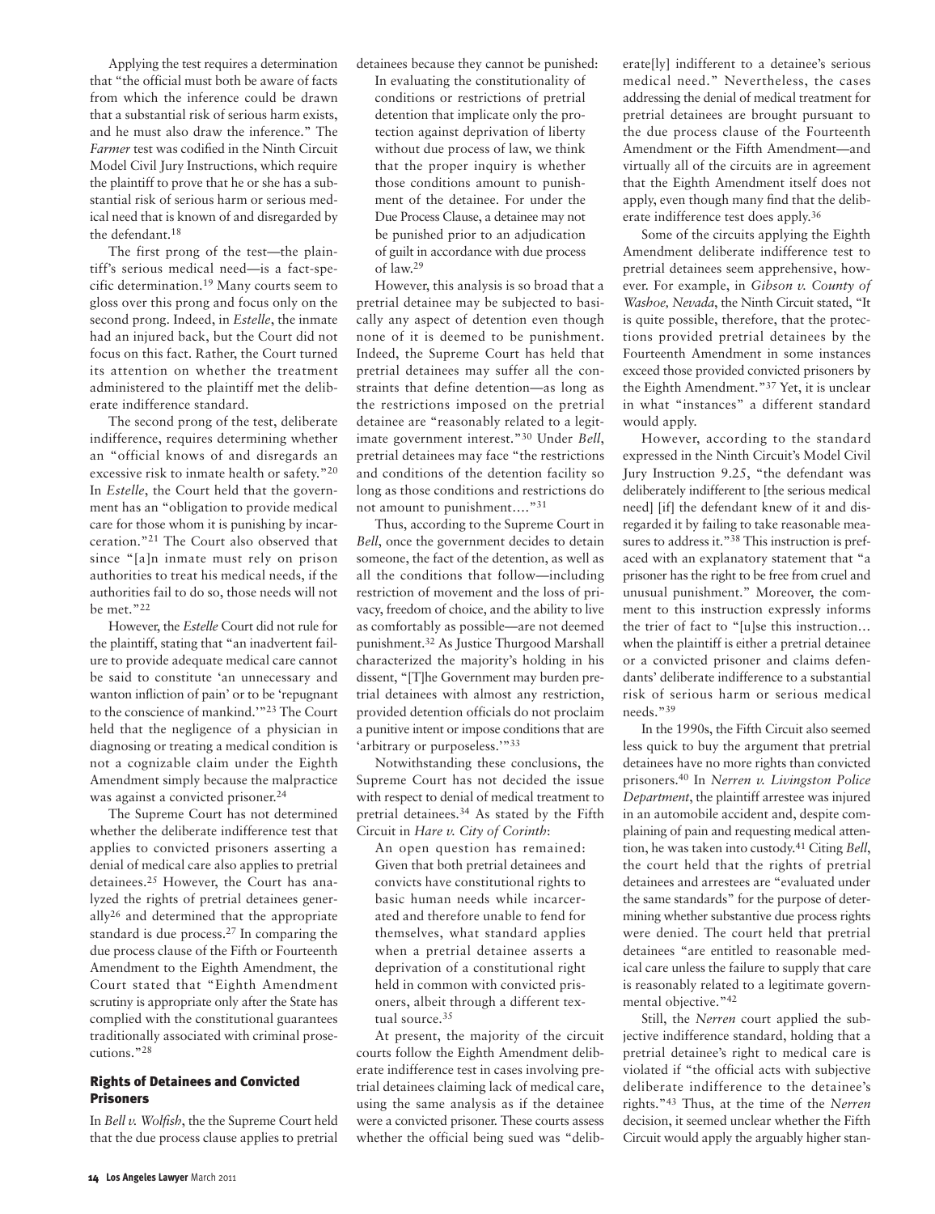Applying the test requires a determination that "the official must both be aware of facts from which the inference could be drawn that a substantial risk of serious harm exists, and he must also draw the inference." The *Farmer* test was codified in the Ninth Circuit Model Civil Jury Instructions, which require the plaintiff to prove that he or she has a substantial risk of serious harm or serious medical need that is known of and disregarded by the defendant.[18]

The first prong of the test—the plaintiff's serious medical need—is a fact-specific determination.[19] Many courts seem to gloss over this prong and focus only on the second prong. Indeed, in *Estelle*, the inmate had an injured back, but the Court did not focus on this fact. Rather, the Court turned its attention on whether the treatment administered to the plaintiff met the deliberate indifference standard.

The second prong of the test, deliberate indifference, requires determining whether an "official knows of and disregards an excessive risk to inmate health or safety."[20] In *Estelle*, the Court held that the government has an "obligation to provide medical care for those whom it is punishing by incarceration."[21] The Court also observed that since "[a]n inmate must rely on prison authorities to treat his medical needs, if the authorities fail to do so, those needs will not be met."[22]

However, the *Estelle* Court did not rule for the plaintiff, stating that "an inadvertent failure to provide adequate medical care cannot be said to constitute 'an unnecessary and wanton infliction of pain' or to be 'repugnant to the conscience of mankind.'"[23] The Court held that the negligence of a physician in diagnosing or treating a medical condition is not a cognizable claim under the Eighth Amendment simply because the malpractice was against a convicted prisoner.[24]

The Supreme Court has not determined whether the deliberate indifference test that applies to convicted prisoners asserting a denial of medical care also applies to pretrial detainees.[25] However, the Court has analyzed the rights of pretrial detainees generally[26] and determined that the appropriate standard is due process.[27] In comparing the due process clause of the Fifth or Fourteenth Amendment to the Eighth Amendment, the Court stated that "Eighth Amendment scrutiny is appropriate only after the State has complied with the constitutional guarantees traditionally associated with criminal prosecutions."[28]

## Rights of Detainees and Convicted Prisoners

In *Bell v. Wolfish*, the the Supreme Court held that the due process clause applies to pretrial detainees because they cannot be punished:

> In evaluating the constitutionality of conditions or restrictions of pretrial detention that implicate only the protection against deprivation of liberty without due process of law, we think that the proper inquiry is whether those conditions amount to punishment of the detainee. For under the Due Process Clause, a detainee may not be punished prior to an adjudication of guilt in accordance with due process of law.[29]

However, this analysis is so broad that a pretrial detainee may be subjected to basically any aspect of detention even though none of it is deemed to be punishment. Indeed, the Supreme Court has held that pretrial detainees may suffer all the constraints that define detention—as long as the restrictions imposed on the pretrial detainee are "reasonably related to a legitimate government interest."[30] Under *Bell*, pretrial detainees may face "the restrictions and conditions of the detention facility so long as those conditions and restrictions do not amount to punishment…."[31]

Thus, according to the Supreme Court in *Bell*, once the government decides to detain someone, the fact of the detention, as well as all the conditions that follow—including restriction of movement and the loss of privacy, freedom of choice, and the ability to live as comfortably as possible—are not deemed punishment.[32] As Justice Thurgood Marshall characterized the majority's holding in his dissent, "[T]he Government may burden pretrial detainees with almost any restriction, provided detention officials do not proclaim a punitive intent or impose conditions that are 'arbitrary or purposeless.'"[33]

Notwithstanding these conclusions, the Supreme Court has not decided the issue with respect to denial of medical treatment to pretrial detainees.[34] As stated by the Fifth Circuit in *Hare v. City of Corinth*:

> An open question has remained: Given that both pretrial detainees and convicts have constitutional rights to basic human needs while incarcerated and therefore unable to fend for themselves, what standard applies when a pretrial detainee asserts a deprivation of a constitutional right held in common with convicted prisoners, albeit through a different textual source.[35]

At present, the majority of the circuit courts follow the Eighth Amendment deliberate indifference test in cases involving pretrial detainees claiming lack of medical care, using the same analysis as if the detainee were a convicted prisoner. These courts assess whether the official being sued was "deliberate[ly] indifferent to a detainee's serious medical need." Nevertheless, the cases addressing the denial of medical treatment for pretrial detainees are brought pursuant to the due process clause of the Fourteenth Amendment or the Fifth Amendment—and virtually all of the circuits are in agreement that the Eighth Amendment itself does not apply, even though many find that the deliberate indifference test does apply.[36]

Some of the circuits applying the Eighth Amendment deliberate indifference test to pretrial detainees seem apprehensive, however. For example, in *Gibson v. County of Washoe, Nevada*, the Ninth Circuit stated, "It is quite possible, therefore, that the protections provided pretrial detainees by the Fourteenth Amendment in some instances exceed those provided convicted prisoners by the Eighth Amendment."[37] Yet, it is unclear in what "instances" a different standard would apply.

However, according to the standard expressed in the Ninth Circuit's Model Civil Jury Instruction 9.25, "the defendant was deliberately indifferent to [the serious medical need] [if] the defendant knew of it and disregarded it by failing to take reasonable measures to address it."[38] This instruction is prefaced with an explanatory statement that "a prisoner has the right to be free from cruel and unusual punishment." Moreover, the comment to this instruction expressly informs the trier of fact to "[u]se this instruction… when the plaintiff is either a pretrial detainee or a convicted prisoner and claims defendants' deliberate indifference to a substantial risk of serious harm or serious medical needs."[39]

In the 1990s, the Fifth Circuit also seemed less quick to buy the argument that pretrial detainees have no more rights than convicted prisoners.[40] In *Nerren v. Livingston Police Department*, the plaintiff arrestee was injured in an automobile accident and, despite complaining of pain and requesting medical attention, he was taken into custody.[41] Citing *Bell*, the court held that the rights of pretrial detainees and arrestees are "evaluated under the same standards" for the purpose of determining whether substantive due process rights were denied. The court held that pretrial detainees "are entitled to reasonable medical care unless the failure to supply that care is reasonably related to a legitimate governmental objective."[42]

Still, the *Nerren* court applied the subjective indifference standard, holding that a pretrial detainee's right to medical care is violated if "the official acts with subjective deliberate indifference to the detainee's rights."[43] Thus, at the time of the *Nerren* decision, it seemed unclear whether the Fifth Circuit would apply the arguably higher stan-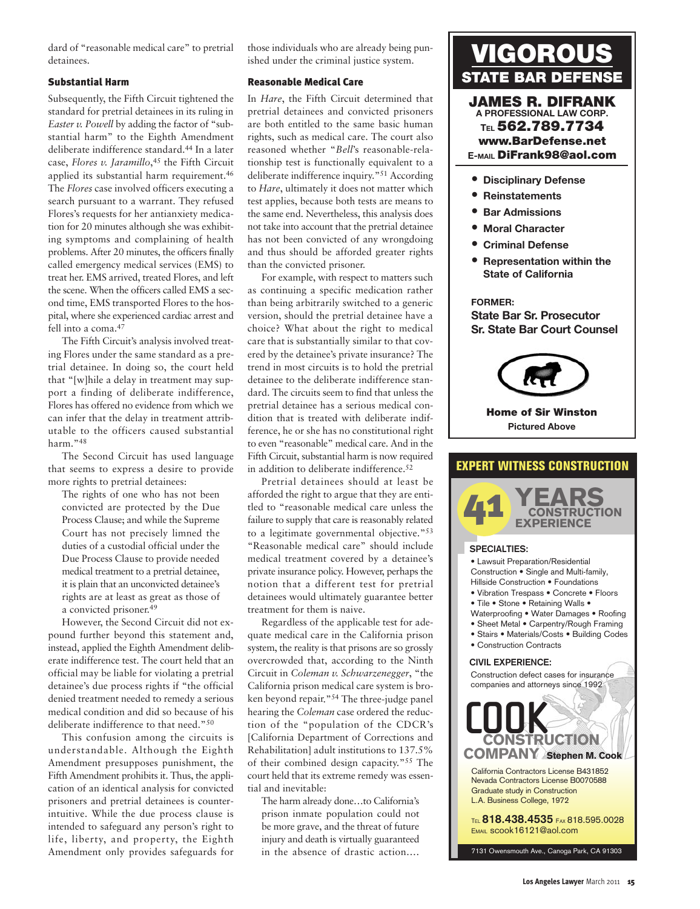dard of "reasonable medical care" to pretrial detainees.

### Substantial Harm

Subsequently, the Fifth Circuit tightened the standard for pretrial detainees in its ruling in *Easter v. Powell* by adding the factor of "substantial harm" to the Eighth Amendment deliberate indifference standard.[44] In a later case, *Flores v. Jaramillo*,[45] the Fifth Circuit applied its substantial harm requirement.[46] The *Flores* case involved officers executing a search pursuant to a warrant. They refused Flores's requests for her antianxiety medication for 20 minutes although she was exhibiting symptoms and complaining of health problems. After 20 minutes, the officers finally called emergency medical services (EMS) to treat her. EMS arrived, treated Flores, and left the scene. When the officers called EMS a second time, EMS transported Flores to the hospital, where she experienced cardiac arrest and fell into a coma.[47]

The Fifth Circuit's analysis involved treating Flores under the same standard as a pretrial detainee. In doing so, the court held that "[w]hile a delay in treatment may support a finding of deliberate indifference, Flores has offered no evidence from which we can infer that the delay in treatment attributable to the officers caused substantial harm."[48]

The Second Circuit has used language that seems to express a desire to provide more rights to pretrial detainees:

> The rights of one who has not been convicted are protected by the Due Process Clause; and while the Supreme Court has not precisely limned the duties of a custodial official under the Due Process Clause to provide needed medical treatment to a pretrial detainee, it is plain that an unconvicted detainee's rights are at least as great as those of a convicted prisoner.[49]

However, the Second Circuit did not expound further beyond this statement and, instead, applied the Eighth Amendment deliberate indifference test. The court held that an official may be liable for violating a pretrial detainee's due process rights if "the official denied treatment needed to remedy a serious medical condition and did so because of his deliberate indifference to that need."[50]

This confusion among the circuits is understandable. Although the Eighth Amendment presupposes punishment, the Fifth Amendment prohibits it. Thus, the application of an identical analysis for convicted prisoners and pretrial detainees is counterintuitive. While the due process clause is intended to safeguard any person's right to life, liberty, and property, the Eighth Amendment only provides safeguards for those individuals who are already being punished under the criminal justice system.

### Reasonable Medical Care

In *Hare*, the Fifth Circuit determined that pretrial detainees and convicted prisoners are both entitled to the same basic human rights, such as medical care. The court also reasoned whether "*Bell*'s reasonable-relationship test is functionally equivalent to a deliberate indifference inquiry."[51] According to *Hare*, ultimately it does not matter which test applies, because both tests are means to the same end. Nevertheless, this analysis does not take into account that the pretrial detainee has not been convicted of any wrongdoing and thus should be afforded greater rights than the convicted prisoner.

For example, with respect to matters such as continuing a specific medication rather than being arbitrarily switched to a generic version, should the pretrial detainee have a choice? What about the right to medical care that is substantially similar to that covered by the detainee's private insurance? The trend in most circuits is to hold the pretrial detainee to the deliberate indifference standard. The circuits seem to find that unless the pretrial detainee has a serious medical condition that is treated with deliberate indifference, he or she has no constitutional right to even "reasonable" medical care. And in the Fifth Circuit, substantial harm is now required in addition to deliberate indifference.[52]

Pretrial detainees should at least be afforded the right to argue that they are entitled to "reasonable medical care unless the failure to supply that care is reasonably related to a legitimate governmental objective."[53] "Reasonable medical care" should include medical treatment covered by a detainee's private insurance policy. However, perhaps the notion that a different test for pretrial detainees would ultimately guarantee better treatment for them is naive.

Regardless of the applicable test for adequate medical care in the California prison system, the reality is that prisons are so grossly overcrowded that, according to the Ninth Circuit in *Coleman v. Schwarzenegger*, "the California prison medical care system is broken beyond repair."[54] The three-judge panel hearing the *Coleman* case ordered the reduction of the "population of the CDCR's [California Department of Corrections and Rehabilitation] adult institutions to 137.5% of their combined design capacity."[55] The court held that its extreme remedy was essential and inevitable:

> The harm already done…to California's prison inmate population could not be more grave, and the threat of future injury and death is virtually guaranteed in the absence of drastic action….

---

# VIGOROUS STATE BAR DEFENSE

**JAMES R. DIFRANK**
**A PROFESSIONAL LAW CORP.**
TEL **562.789.7734**
**www.BarDefense.net**
E-MAIL **DiFrank98@aol.com**

- **Disciplinary Defense**
- **Reinstatements**
- **Bar Admissions**
- **Moral Character**
- **Criminal Defense**
- **Representation within the State of California**

**FORMER:**
**State Bar Sr. Prosecutor**
**Sr. State Bar Court Counsel**

**Home of Sir Winston**
**Pictured Above**

---

## EXPERT WITNESS CONSTRUCTION

**41 YEARS CONSTRUCTION EXPERIENCE**

**SPECIALTIES:**

• Lawsuit Preparation/Residential Construction • Single and Multi-family, Hillside Construction • Foundations
• Vibration Trespass • Concrete • Floors
• Tile • Stone • Retaining Walls •
Waterproofing • Water Damages • Roofing
• Sheet Metal • Carpentry/Rough Framing
• Stairs • Materials/Costs • Building Codes
• Construction Contracts

**CIVIL EXPERIENCE:**

Construction defect cases for insurance companies and attorneys since 1992

**COOK CONSTRUCTION COMPANY** Stephen M. Cook

California Contractors License B431852
Nevada Contractors License B0070588
Graduate study in Construction
L.A. Business College, 1972

TEL **818.438.4535** FAX 818.595.0028
EMAIL scook16121@aol.com

7131 Owensmouth Ave., Canoga Park, CA 91303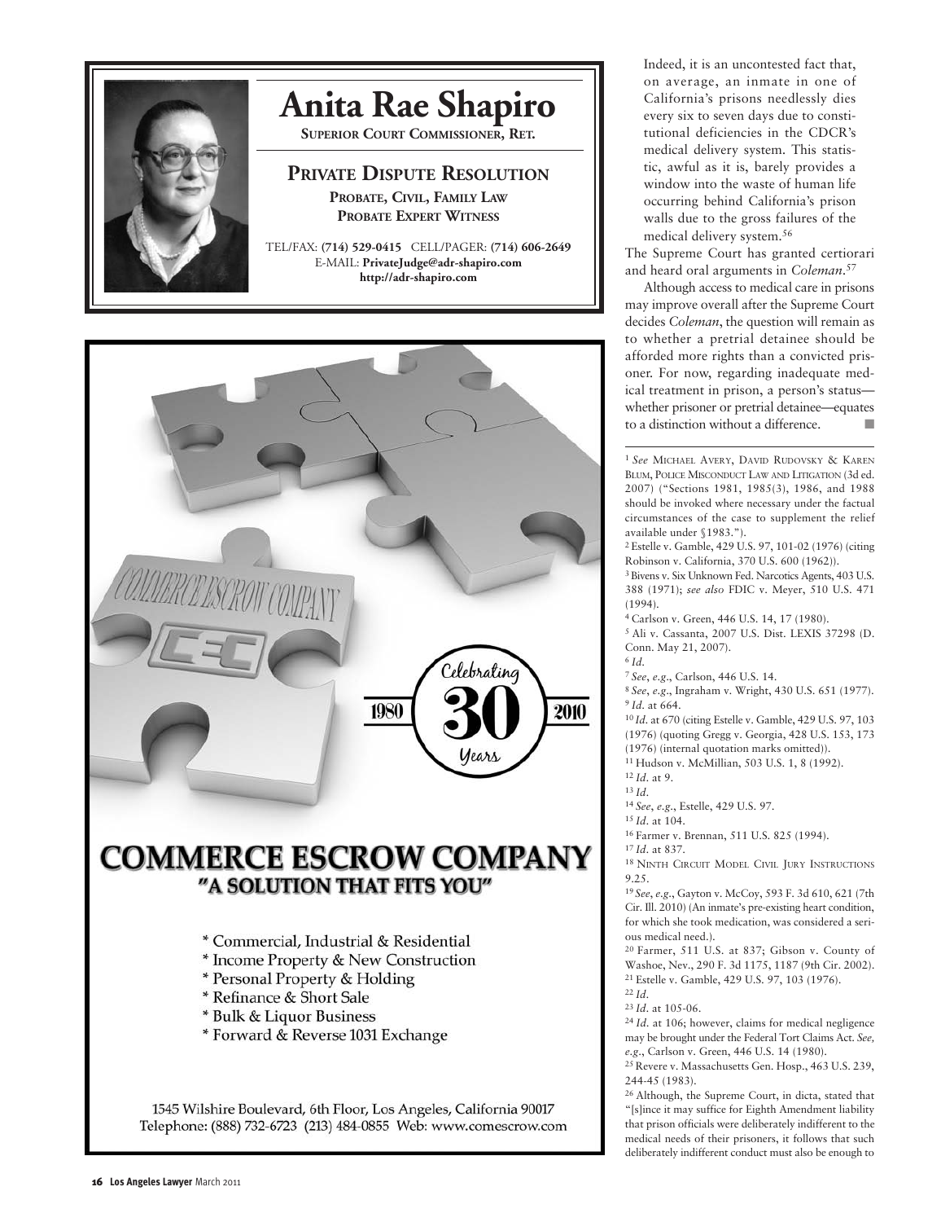## Anita Rae Shapiro

**SUPERIOR COURT COMMISSIONER, RET.**

### PRIVATE DISPUTE RESOLUTION

**PROBATE, CIVIL, FAMILY LAW**
**PROBATE EXPERT WITNESS**

TEL/FAX: **(714) 529-0415** CELL/PAGER: **(714) 606-2649**
E-MAIL: **PrivateJudge@adr-shapiro.com**
**http://adr-shapiro.com**

## COMMERCE ESCROW COMPANY

Celebrating 30 Years 1980 2010

**"A SOLUTION THAT FITS YOU"**

- Commercial, Industrial & Residential
- Income Property & New Construction
- Personal Property & Holding
- Refinance & Short Sale
- Bulk & Liquor Business
- Forward & Reverse 1031 Exchange

1545 Wilshire Boulevard, 6th Floor, Los Angeles, California 90017
Telephone: (888) 732-6723 (213) 484-0855 Web: www.comescrow.com

> Indeed, it is an uncontested fact that, on average, an inmate in one of California's prisons needlessly dies every six to seven days due to constitutional deficiencies in the CDCR's medical delivery system. This statistic, awful as it is, barely provides a window into the waste of human life occurring behind California's prison walls due to the gross failures of the medical delivery system.[56]

The Supreme Court has granted certiorari and heard oral arguments in *Coleman*.[57]

Although access to medical care in prisons may improve overall after the Supreme Court decides *Coleman*, the question will remain as to whether a pretrial detainee should be afforded more rights than a convicted prisoner. For now, regarding inadequate medical treatment in prison, a person's status—whether prisoner or pretrial detainee—equates to a distinction without a difference. ■

---

[1] *See* MICHAEL AVERY, DAVID RUDOVSKY & KAREN BLUM, POLICE MISCONDUCT LAW AND LITIGATION (3d ed. 2007) ("Sections 1981, 1985(3), 1986, and 1988 should be invoked where necessary under the factual circumstances of the case to supplement the relief available under §1983.").

[2] Estelle v. Gamble, 429 U.S. 97, 101-02 (1976) (citing Robinson v. California, 370 U.S. 600 (1962)).

[3] Bivens v. Six Unknown Fed. Narcotics Agents, 403 U.S. 388 (1971); *see also* FDIC v. Meyer, 510 U.S. 471 (1994).

[4] Carlson v. Green, 446 U.S. 14, 17 (1980).

[5] Ali v. Cassanta, 2007 U.S. Dist. LEXIS 37298 (D. Conn. May 21, 2007).

[6] *Id.*

[7] *See*, *e.g.*, Carlson, 446 U.S. 14.

[8] *See*, *e.g.*, Ingraham v. Wright, 430 U.S. 651 (1977).

[9] *Id.* at 664.

[10] *Id.* at 670 (citing Estelle v. Gamble, 429 U.S. 97, 103 (1976) (quoting Gregg v. Georgia, 428 U.S. 153, 173 (1976) (internal quotation marks omitted)).

[11] Hudson v. McMillian, 503 U.S. 1, 8 (1992).

[12] *Id.* at 9.

[13] *Id.*

[14] *See*, *e.g.*, Estelle, 429 U.S. 97.

[15] *Id.* at 104.

[16] Farmer v. Brennan, 511 U.S. 825 (1994).

[17] *Id.* at 837.

[18] NINTH CIRCUIT MODEL CIVIL JURY INSTRUCTIONS 9.25.

[19] *See*, *e.g.*, Gayton v. McCoy, 593 F. 3d 610, 621 (7th Cir. Ill. 2010) (An inmate's pre-existing heart condition, for which she took medication, was considered a serious medical need.).

[20] Farmer, 511 U.S. at 837; Gibson v. County of Washoe, Nev., 290 F. 3d 1175, 1187 (9th Cir. 2002).

[21] Estelle v. Gamble, 429 U.S. 97, 103 (1976).

[22] *Id.*

[23] *Id.* at 105-06.

[24] *Id.* at 106; however, claims for medical negligence may be brought under the Federal Tort Claims Act. *See, e.g.*, Carlson v. Green, 446 U.S. 14 (1980).

[25] Revere v. Massachusetts Gen. Hosp., 463 U.S. 239, 244-45 (1983).

[26] Although, the Supreme Court, in dicta, stated that "[s]ince it may suffice for Eighth Amendment liability that prison officials were deliberately indifferent to the medical needs of their prisoners, it follows that such deliberately indifferent conduct must also be enough to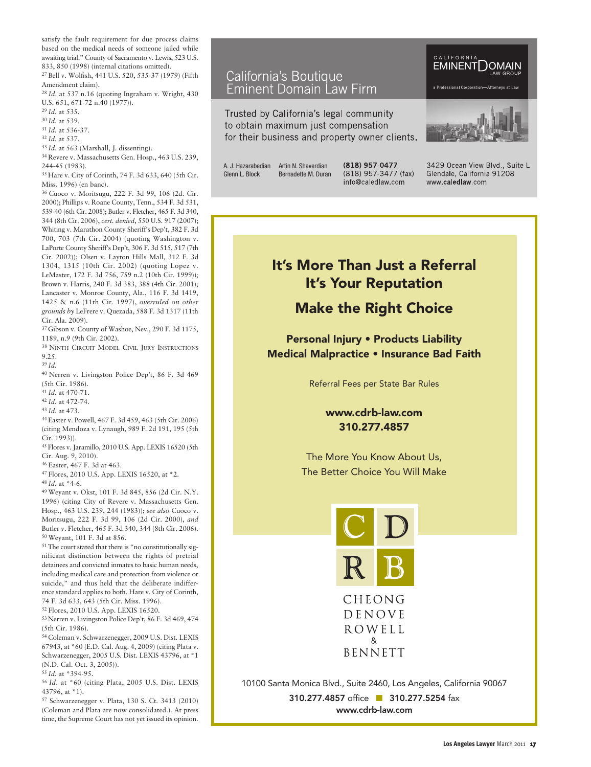satisfy the fault requirement for due process claims based on the medical needs of someone jailed while awaiting trial." County of Sacramento v. Lewis, 523 U.S. 833, 850 (1998) (internal citations omitted).

[27] Bell v. Wolfish, 441 U.S. 520, 535-37 (1979) (Fifth Amendment claim).

[28] *Id.* at 537 n.16 (quoting Ingraham v. Wright, 430 U.S. 651, 671-72 n.40 (1977)).

[29] *Id.* at 535.

[30] *Id.* at 539.

[31] *Id.* at 536-37.

[32] *Id.* at 537.

[33] *Id.* at 563 (Marshall, J. dissenting).

[34] Revere v. Massachusetts Gen. Hosp., 463 U.S. 239, 244-45 (1983).

[35] Hare v. City of Corinth, 74 F. 3d 633, 640 (5th Cir. Miss. 1996) (en banc).

[36] Cuoco v. Moritsugu, 222 F. 3d 99, 106 (2d. Cir. 2000); Phillips v. Roane County, Tenn., 534 F. 3d 531, 539-40 (6th Cir. 2008); Butler v. Fletcher, 465 F. 3d 340, 344 (8th Cir. 2006), *cert. denied*, 550 U.S. 917 (2007); Whiting v. Marathon County Sheriff's Dep't, 382 F. 3d 700, 703 (7th Cir. 2004) (quoting Washington v. LaPorte County Sheriff's Dep't, 306 F. 3d 515, 517 (7th Cir. 2002)); Olsen v. Layton Hills Mall, 312 F. 3d 1304, 1315 (10th Cir. 2002) (quoting Lopez v. LeMaster, 172 F. 3d 756, 759 n.2 (10th Cir. 1999)); Brown v. Harris, 240 F. 3d 383, 388 (4th Cir. 2001); Lancaster v. Monroe County, Ala., 116 F. 3d 1419, 1425 & n.6 (11th Cir. 1997), *overruled on other grounds by* LeFrere v. Quezada, 588 F. 3d 1317 (11th Cir. Ala. 2009).

[37] Gibson v. County of Washoe, Nev., 290 F. 3d 1175, 1189, n.9 (9th Cir. 2002).

[38] Ninth Circuit Model Civil Jury Instructions 9.25.

[39] *Id.*

[40] Nerren v. Livingston Police Dep't, 86 F. 3d 469 (5th Cir. 1986).

[41] *Id.* at 470-71.

[42] *Id.* at 472-74.

[43] *Id.* at 473.

[44] Easter v. Powell, 467 F. 3d 459, 463 (5th Cir. 2006) (citing Mendoza v. Lynaugh, 989 F. 2d 191, 195 (5th Cir. 1993)).

[45] Flores v. Jaramillo, 2010 U.S. App. LEXIS 16520 (5th Cir. Aug. 9, 2010).

[46] Easter, 467 F. 3d at 463.

[47] Flores, 2010 U.S. App. LEXIS 16520, at *2.

[48] *Id.* at *4-6.

[49] Weyant v. Okst, 101 F. 3d 845, 856 (2d Cir. N.Y. 1996) (citing City of Revere v. Massachusetts Gen. Hosp., 463 U.S. 239, 244 (1983)); *see also* Cuoco v. Moritsugu, 222 F. 3d 99, 106 (2d Cir. 2000), *and* Butler v. Fletcher, 465 F. 3d 340, 344 (8th Cir. 2006).

[50] Weyant, 101 F. 3d at 856.

[51] The court stated that there is "no constitutionally significant distinction between the rights of pretrial detainees and convicted inmates to basic human needs, including medical care and protection from violence or suicide," and thus held that the deliberate indifference standard applies to both. Hare v. City of Corinth, 74 F. 3d 633, 643 (5th Cir. Miss. 1996).

[52] Flores, 2010 U.S. App. LEXIS 16520.

[53] Nerren v. Livingston Police Dep't, 86 F. 3d 469, 474 (5th Cir. 1986).

[54] Coleman v. Schwarzenegger, 2009 U.S. Dist. LEXIS 67943, at *60 (E.D. Cal. Aug. 4, 2009) (citing Plata v. Schwarzenegger, 2005 U.S. Dist. LEXIS 43796, at *1 (N.D. Cal. Oct. 3, 2005)).

[55] *Id.* at *394-95.

[56] *Id.* at *60 (citing Plata, 2005 U.S. Dist. LEXIS 43796, at *1).

[57] Schwarzenegger v. Plata, 130 S. Ct. 3413 (2010) (Coleman and Plata are now consolidated.). At press time, the Supreme Court has not yet issued its opinion.

California's Boutique Eminent Domain Law Firm

CALIFORNIA EMINENT DOMAIN LAW GROUP

a Professional Corporation—Attorneys at Law

Trusted by California's legal community to obtain maximum just compensation for their business and property owner clients.

A. J. Hazarabedian  Artin N. Shaverdian
Glenn L. Block  Bernadette M. Duran

**(818) 957-0477**
(818) 957-3477 (fax)
info@caledlaw.com

3429 Ocean View Blvd., Suite L
Glendale, California 91208
www.**caledlaw**.com

## It's More Than Just a Referral It's Your Reputation

## Make the Right Choice

**Personal Injury • Products Liability**
**Medical Malpractice • Insurance Bad Faith**

Referral Fees per State Bar Rules

**www.cdrb-law.com**
**310.277.4857**

The More You Know About Us,
The Better Choice You Will Make

C D R B

CHEONG DENOVE ROWELL & BENNETT

10100 Santa Monica Blvd., Suite 2460, Los Angeles, California 90067

**310.277.4857** office ■ **310.277.5254** fax

**www.cdrb-law.com**